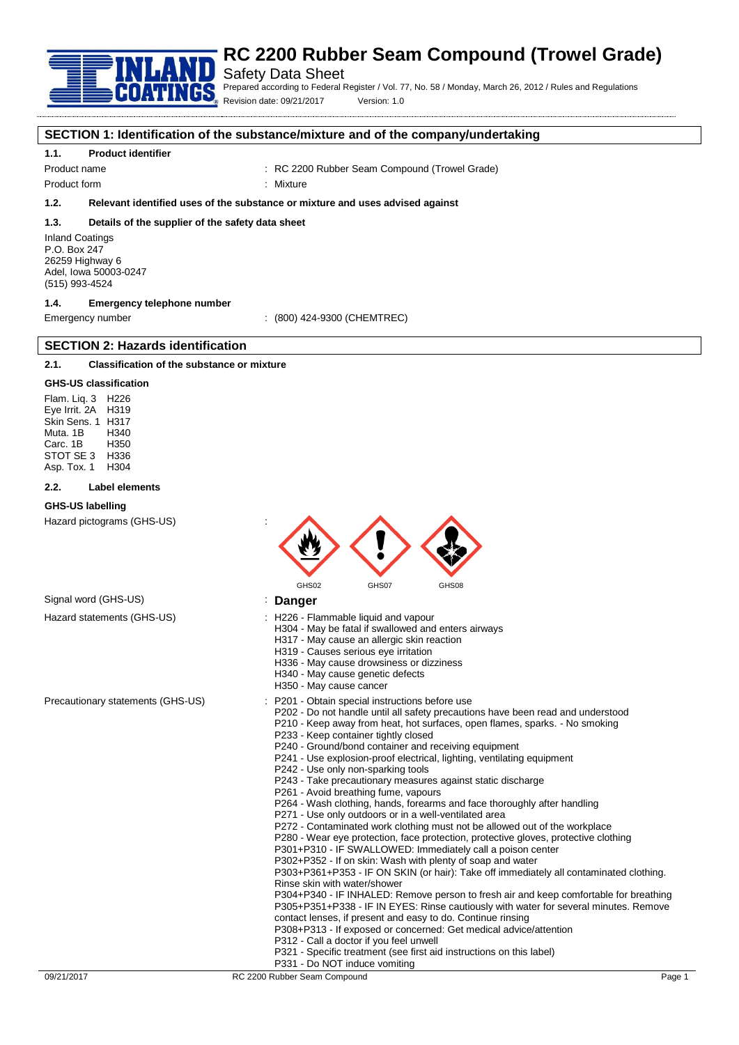# RC 2200 Rubber Seam Compound (Trowel Grade)

Safety Data Sheet

Prepared according to Federal Register / Vol. 77, No. 58 / Monday, March 26, 2012 / Rules and Regulations

Revision date: 09/21/2017 Version: 1.0

## SECTION 1: Identification of the substance/mixture and of the company/undertaking

### 1.1. Product identifier

Product name : RC 2200 Rubber Seam Compound (Trowel Grade)

Product form : Mixture

### 1.2. Relevant identified uses of the substance or mixture and uses advised against

### 1.3. Details of the supplier of the safety data sheet

Inland Coatings
P.O. Box 247
26259 Highway 6
Adel, Iowa 50003-0247
(515) 993-4524

### 1.4. Emergency telephone number

Emergency number : (800) 424-9300 (CHEMTREC)

## SECTION 2: Hazards identification

### 2.1. Classification of the substance or mixture

**GHS-US classification**

Flam. Liq. 3 H226
Eye Irrit. 2A H319
Skin Sens. 1 H317
Muta. 1B H340
Carc. 1B H350
STOT SE 3 H336
Asp. Tox. 1 H304

### 2.2. Label elements

**GHS-US labelling**

Hazard pictograms (GHS-US) : GHS02 GHS07 GHS08

Signal word (GHS-US) : **Danger**

Hazard statements (GHS-US) :
H226 - Flammable liquid and vapour
H304 - May be fatal if swallowed and enters airways
H317 - May cause an allergic skin reaction
H319 - Causes serious eye irritation
H336 - May cause drowsiness or dizziness
H340 - May cause genetic defects
H350 - May cause cancer

Precautionary statements (GHS-US) :
P201 - Obtain special instructions before use
P202 - Do not handle until all safety precautions have been read and understood
P210 - Keep away from heat, hot surfaces, open flames, sparks. - No smoking
P233 - Keep container tightly closed
P240 - Ground/bond container and receiving equipment
P241 - Use explosion-proof electrical, lighting, ventilating equipment
P242 - Use only non-sparking tools
P243 - Take precautionary measures against static discharge
P261 - Avoid breathing fume, vapours
P264 - Wash clothing, hands, forearms and face thoroughly after handling
P271 - Use only outdoors or in a well-ventilated area
P272 - Contaminated work clothing must not be allowed out of the workplace
P280 - Wear eye protection, face protection, protective gloves, protective clothing
P301+P310 - IF SWALLOWED: Immediately call a poison center
P302+P352 - If on skin: Wash with plenty of soap and water
P303+P361+P353 - IF ON SKIN (or hair): Take off immediately all contaminated clothing. Rinse skin with water/shower
P304+P340 - IF INHALED: Remove person to fresh air and keep comfortable for breathing
P305+P351+P338 - IF IN EYES: Rinse cautiously with water for several minutes. Remove contact lenses, if present and easy to do. Continue rinsing
P308+P313 - If exposed or concerned: Get medical advice/attention
P312 - Call a doctor if you feel unwell
P321 - Specific treatment (see first aid instructions on this label)
P331 - Do NOT induce vomiting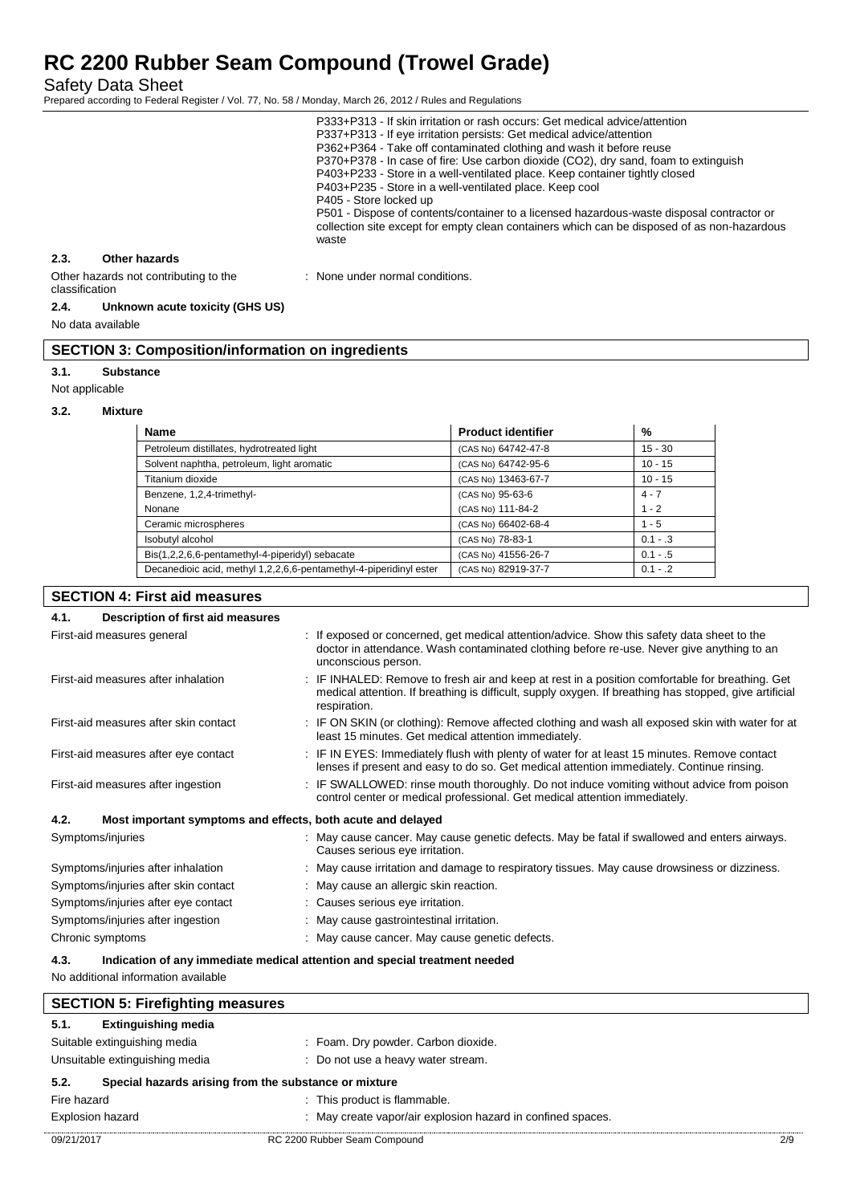P333+P313 - If skin irritation or rash occurs: Get medical advice/attention
P337+P313 - If eye irritation persists: Get medical advice/attention
P362+P364 - Take off contaminated clothing and wash it before reuse
P370+P378 - In case of fire: Use carbon dioxide ($CO_2$), dry sand, foam to extinguish
P403+P233 - Store in a well-ventilated place. Keep container tightly closed
P403+P235 - Store in a well-ventilated place. Keep cool
P405 - Store locked up
P501 - Dispose of contents/container to a licensed hazardous-waste disposal contractor or collection site except for empty clean containers which can be disposed of as non-hazardous waste

### 2.3. Other hazards

Other hazards not contributing to the classification : None under normal conditions.

### 2.4. Unknown acute toxicity (GHS US)

No data available

## SECTION 3: Composition/information on ingredients

### 3.1. Substance

Not applicable

### 3.2. Mixture

| Name | Product identifier | % |
|---|---|---|
| Petroleum distillates, hydrotreated light | (CAS No) 64742-47-8 | 15 - 30 |
| Solvent naphtha, petroleum, light aromatic | (CAS No) 64742-95-6 | 10 - 15 |
| Titanium dioxide | (CAS No) 13463-67-7 | 10 - 15 |
| Benzene, 1,2,4-trimethyl- | (CAS No) 95-63-6 | 4 - 7 |
| Nonane | (CAS No) 111-84-2 | 1 - 2 |
| Ceramic microspheres | (CAS No) 66402-68-4 | 1 - 5 |
| Isobutyl alcohol | (CAS No) 78-83-1 | 0.1 - .3 |
| Bis(1,2,2,6,6-pentamethyl-4-piperidyl) sebacate | (CAS No) 41556-26-7 | 0.1 - .5 |
| Decanedioic acid, methyl 1,2,2,6,6-pentamethyl-4-piperidinyl ester | (CAS No) 82919-37-7 | 0.1 - .2 |

## SECTION 4: First aid measures

### 4.1. Description of first aid measures

First-aid measures general : If exposed or concerned, get medical attention/advice. Show this safety data sheet to the doctor in attendance. Wash contaminated clothing before re-use. Never give anything to an unconscious person.

First-aid measures after inhalation : IF INHALED: Remove to fresh air and keep at rest in a position comfortable for breathing. Get medical attention. If breathing is difficult, supply oxygen. If breathing has stopped, give artificial respiration.

First-aid measures after skin contact : IF ON SKIN (or clothing): Remove affected clothing and wash all exposed skin with water for at least 15 minutes. Get medical attention immediately.

First-aid measures after eye contact : IF IN EYES: Immediately flush with plenty of water for at least 15 minutes. Remove contact lenses if present and easy to do so. Get medical attention immediately. Continue rinsing.

First-aid measures after ingestion : IF SWALLOWED: rinse mouth thoroughly. Do not induce vomiting without advice from poison control center or medical professional. Get medical attention immediately.

### 4.2. Most important symptoms and effects, both acute and delayed

Symptoms/injuries : May cause cancer. May cause genetic defects. May be fatal if swallowed and enters airways. Causes serious eye irritation.

Symptoms/injuries after inhalation : May cause irritation and damage to respiratory tissues. May cause drowsiness or dizziness.

Symptoms/injuries after skin contact : May cause an allergic skin reaction.

Symptoms/injuries after eye contact : Causes serious eye irritation.

Symptoms/injuries after ingestion : May cause gastrointestinal irritation.

Chronic symptoms : May cause cancer. May cause genetic defects.

### 4.3. Indication of any immediate medical attention and special treatment needed

No additional information available

## SECTION 5: Firefighting measures

### 5.1. Extinguishing media

Suitable extinguishing media : Foam. Dry powder. Carbon dioxide.

Unsuitable extinguishing media : Do not use a heavy water stream.

### 5.2. Special hazards arising from the substance or mixture

Fire hazard : This product is flammable.

Explosion hazard : May create vapor/air explosion hazard in confined spaces.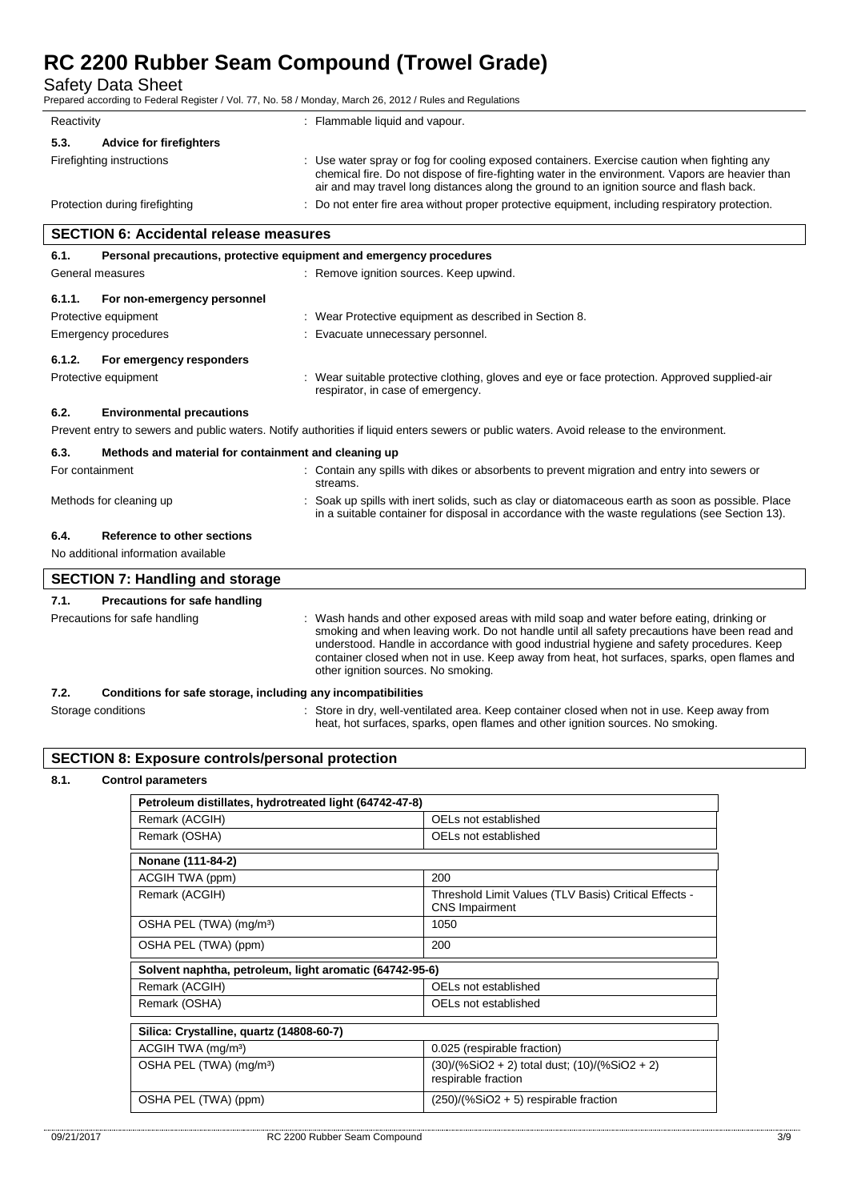| | |
|---|---|
| Reactivity | : Flammable liquid and vapour. |

**5.3. Advice for firefighters**

| | |
|---|---|
| Firefighting instructions | : Use water spray or fog for cooling exposed containers. Exercise caution when fighting any chemical fire. Do not dispose of fire-fighting water in the environment. Vapors are heavier than air and may travel long distances along the ground to an ignition source and flash back. |
| Protection during firefighting | : Do not enter fire area without proper protective equipment, including respiratory protection. |

## SECTION 6: Accidental release measures

**6.1. Personal precautions, protective equipment and emergency procedures**

| | |
|---|---|
| General measures | : Remove ignition sources. Keep upwind. |

**6.1.1. For non-emergency personnel**

| | |
|---|---|
| Protective equipment | : Wear Protective equipment as described in Section 8. |
| Emergency procedures | : Evacuate unnecessary personnel. |

**6.1.2. For emergency responders**

| | |
|---|---|
| Protective equipment | : Wear suitable protective clothing, gloves and eye or face protection. Approved supplied-air respirator, in case of emergency. |

**6.2. Environmental precautions**

Prevent entry to sewers and public waters. Notify authorities if liquid enters sewers or public waters. Avoid release to the environment.

**6.3. Methods and material for containment and cleaning up**

| | |
|---|---|
| For containment | : Contain any spills with dikes or absorbents to prevent migration and entry into sewers or streams. |
| Methods for cleaning up | : Soak up spills with inert solids, such as clay or diatomaceous earth as soon as possible. Place in a suitable container for disposal in accordance with the waste regulations (see Section 13). |

**6.4. Reference to other sections**

No additional information available

## SECTION 7: Handling and storage

**7.1. Precautions for safe handling**

| | |
|---|---|
| Precautions for safe handling | : Wash hands and other exposed areas with mild soap and water before eating, drinking or smoking and when leaving work. Do not handle until all safety precautions have been read and understood. Handle in accordance with good industrial hygiene and safety procedures. Keep container closed when not in use. Keep away from heat, hot surfaces, sparks, open flames and other ignition sources. No smoking. |

**7.2. Conditions for safe storage, including any incompatibilities**

| | |
|---|---|
| Storage conditions | : Store in dry, well-ventilated area. Keep container closed when not in use. Keep away from heat, hot surfaces, sparks, open flames and other ignition sources. No smoking. |

## SECTION 8: Exposure controls/personal protection

**8.1. Control parameters**

| Petroleum distillates, hydrotreated light (64742-47-8) | |
|---|---|
| Remark (ACGIH) | OELs not established |
| Remark (OSHA) | OELs not established |

| Nonane (111-84-2) | |
|---|---|
| ACGIH TWA (ppm) | 200 |
| Remark (ACGIH) | Threshold Limit Values (TLV Basis) Critical Effects - CNS Impairment |
| OSHA PEL (TWA) (mg/m³) | 1050 |
| OSHA PEL (TWA) (ppm) | 200 |

| Solvent naphtha, petroleum, light aromatic (64742-95-6) | |
|---|---|
| Remark (ACGIH) | OELs not established |
| Remark (OSHA) | OELs not established |

| Silica: Crystalline, quartz (14808-60-7) | |
|---|---|
| ACGIH TWA (mg/m³) | 0.025 (respirable fraction) |
| OSHA PEL (TWA) (mg/m³) | (30)/(%$SiO_2$ + 2) total dust; (10)/(%$SiO_2$ + 2) respirable fraction |
| OSHA PEL (TWA) (ppm) | (250)/(%$SiO_2$ + 5) respirable fraction |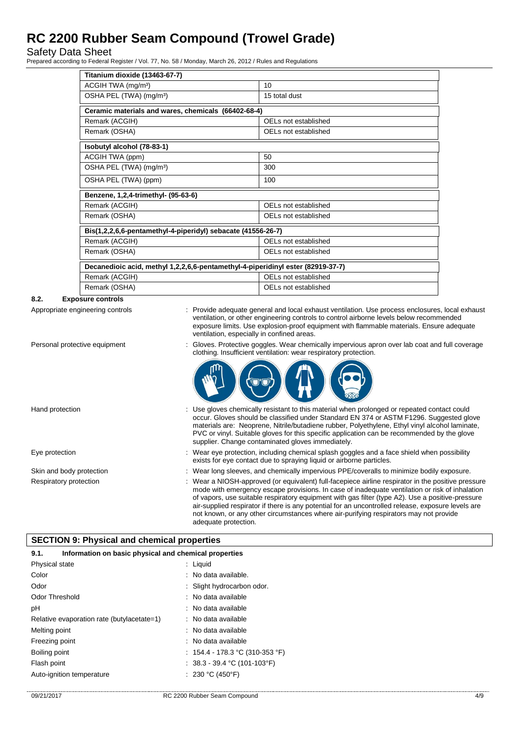| Titanium dioxide (13463-67-7) | |
|---|---|
| ACGIH TWA (mg/m³) | 10 |
| OSHA PEL (TWA) (mg/m³) | 15 total dust |

| Ceramic materials and wares, chemicals (66402-68-4) | |
|---|---|
| Remark (ACGIH) | OELs not established |
| Remark (OSHA) | OELs not established |

| Isobutyl alcohol (78-83-1) | |
|---|---|
| ACGIH TWA (ppm) | 50 |
| OSHA PEL (TWA) (mg/m³) | 300 |
| OSHA PEL (TWA) (ppm) | 100 |

| Benzene, 1,2,4-trimethyl- (95-63-6) | |
|---|---|
| Remark (ACGIH) | OELs not established |
| Remark (OSHA) | OELs not established |

| Bis(1,2,2,6,6-pentamethyl-4-piperidyl) sebacate (41556-26-7) | |
|---|---|
| Remark (ACGIH) | OELs not established |
| Remark (OSHA) | OELs not established |

| Decanedioic acid, methyl 1,2,2,6,6-pentamethyl-4-piperidinyl ester (82919-37-7) | |
|---|---|
| Remark (ACGIH) | OELs not established |
| Remark (OSHA) | OELs not established |

### 8.2. Exposure controls

Appropriate engineering controls : Provide adequate general and local exhaust ventilation. Use process enclosures, local exhaust ventilation, or other engineering controls to control airborne levels below recommended exposure limits. Use explosion-proof equipment with flammable materials. Ensure adequate ventilation, especially in confined areas.

Personal protective equipment : Gloves. Protective goggles. Wear chemically impervious apron over lab coat and full coverage clothing. Insufficient ventilation: wear respiratory protection.

Hand protection : Use gloves chemically resistant to this material when prolonged or repeated contact could occur. Gloves should be classified under Standard EN 374 or ASTM F1296. Suggested glove materials are: Neoprene, Nitrile/butadiene rubber, Polyethylene, Ethyl vinyl alcohol laminate, PVC or vinyl. Suitable gloves for this specific application can be recommended by the glove supplier. Change contaminated gloves immediately.

Eye protection : Wear eye protection, including chemical splash goggles and a face shield when possibility exists for eye contact due to spraying liquid or airborne particles.

Skin and body protection : Wear long sleeves, and chemically impervious PPE/coveralls to minimize bodily exposure.

Respiratory protection : Wear a NIOSH-approved (or equivalent) full-facepiece airline respirator in the positive pressure mode with emergency escape provisions. In case of inadequate ventilation or risk of inhalation of vapors, use suitable respiratory equipment with gas filter (type A2). Use a positive-pressure air-supplied respirator if there is any potential for an uncontrolled release, exposure levels are not known, or any other circumstances where air-purifying respirators may not provide adequate protection.

## SECTION 9: Physical and chemical properties

### 9.1. Information on basic physical and chemical properties

| | |
|---|---|
| Physical state | : Liquid |
| Color | : No data available. |
| Odor | : Slight hydrocarbon odor. |
| Odor Threshold | : No data available |
| pH | : No data available |
| Relative evaporation rate (butylacetate=1) | : No data available |
| Melting point | : No data available |
| Freezing point | : No data available |
| Boiling point | : 154.4 - 178.3 °C (310-353 °F) |
| Flash point | : 38.3 - 39.4 °C (101-103°F) |
| Auto-ignition temperature | : 230 °C (450°F) |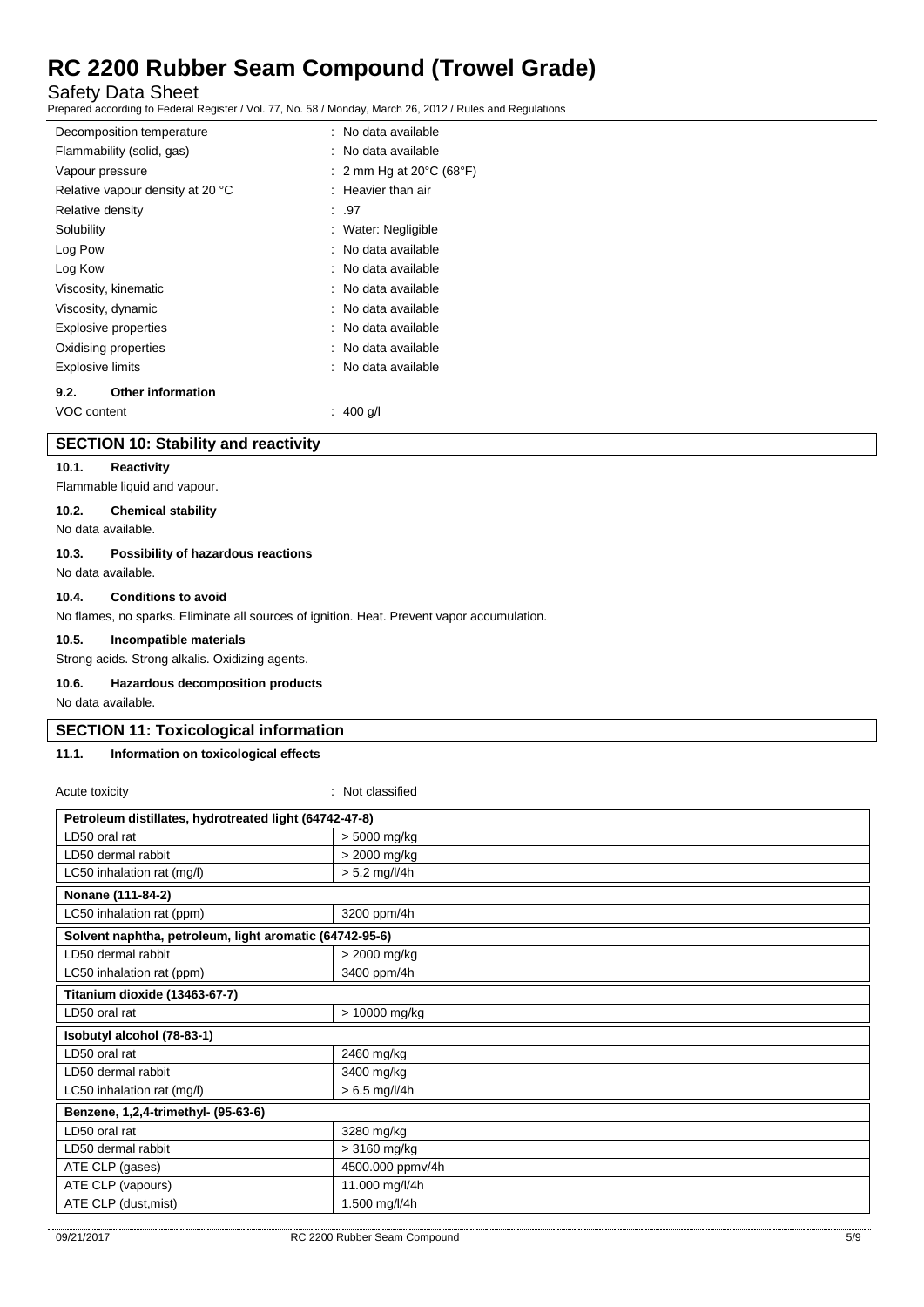| | |
|---|---|
| Decomposition temperature | : No data available |
| Flammability (solid, gas) | : No data available |
| Vapour pressure | : 2 mm Hg at 20°C (68°F) |
| Relative vapour density at 20 °C | : Heavier than air |
| Relative density | : .97 |
| Solubility | : Water: Negligible |
| Log Pow | : No data available |
| Log Kow | : No data available |
| Viscosity, kinematic | : No data available |
| Viscosity, dynamic | : No data available |
| Explosive properties | : No data available |
| Oxidising properties | : No data available |
| Explosive limits | : No data available |

### 9.2. Other information

VOC content : 400 g/l

## SECTION 10: Stability and reactivity

### 10.1. Reactivity

Flammable liquid and vapour.

### 10.2. Chemical stability

No data available.

### 10.3. Possibility of hazardous reactions

No data available.

### 10.4. Conditions to avoid

No flames, no sparks. Eliminate all sources of ignition. Heat. Prevent vapor accumulation.

### 10.5. Incompatible materials

Strong acids. Strong alkalis. Oxidizing agents.

### 10.6. Hazardous decomposition products

No data available.

## SECTION 11: Toxicological information

### 11.1. Information on toxicological effects

Acute toxicity : Not classified

| Petroleum distillates, hydrotreated light (64742-47-8) | |
|---|---|
| LD50 oral rat | > 5000 mg/kg |
| LD50 dermal rabbit | > 2000 mg/kg |
| LC50 inhalation rat (mg/l) | > 5.2 mg/l/4h |
| **Nonane (111-84-2)** | |
| LC50 inhalation rat (ppm) | 3200 ppm/4h |
| **Solvent naphtha, petroleum, light aromatic (64742-95-6)** | |
| LD50 dermal rabbit | > 2000 mg/kg |
| LC50 inhalation rat (ppm) | 3400 ppm/4h |
| **Titanium dioxide (13463-67-7)** | |
| LD50 oral rat | > 10000 mg/kg |
| **Isobutyl alcohol (78-83-1)** | |
| LD50 oral rat | 2460 mg/kg |
| LD50 dermal rabbit | 3400 mg/kg |
| LC50 inhalation rat (mg/l) | > 6.5 mg/l/4h |
| **Benzene, 1,2,4-trimethyl- (95-63-6)** | |
| LD50 oral rat | 3280 mg/kg |
| LD50 dermal rabbit | > 3160 mg/kg |
| ATE CLP (gases) | 4500.000 ppmv/4h |
| ATE CLP (vapours) | 11.000 mg/l/4h |
| ATE CLP (dust,mist) | 1.500 mg/l/4h |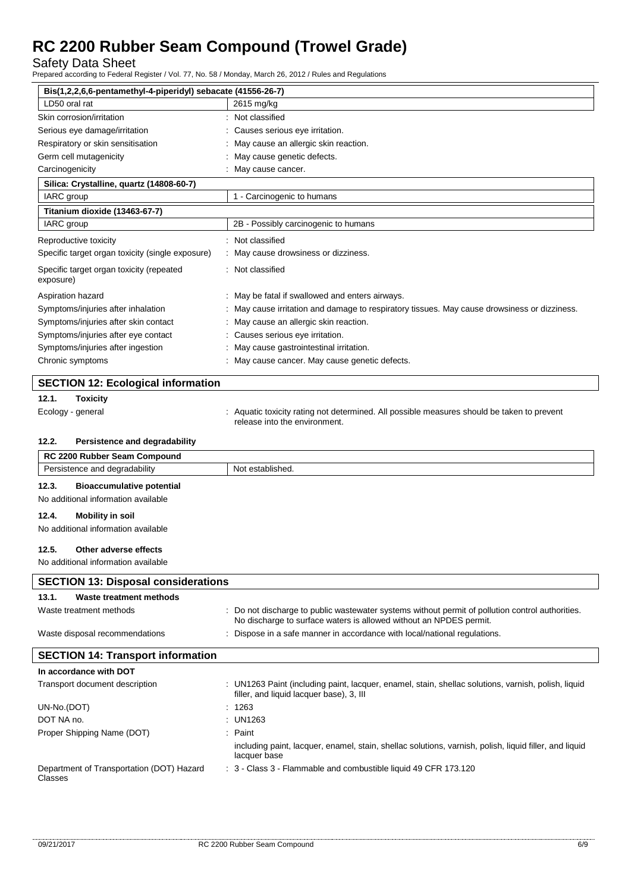| Bis(1,2,2,6,6-pentamethyl-4-piperidyl) sebacate (41556-26-7) | |
|---|---|
| LD50 oral rat | 2615 mg/kg |

Skin corrosion/irritation : Not classified

Serious eye damage/irritation : Causes serious eye irritation.

Respiratory or skin sensitisation : May cause an allergic skin reaction.

Germ cell mutagenicity : May cause genetic defects.

Carcinogenicity : May cause cancer.

| Silica: Crystalline, quartz (14808-60-7) | |
|---|---|
| IARC group | 1 - Carcinogenic to humans |

| Titanium dioxide (13463-67-7) | |
|---|---|
| IARC group | 2B - Possibly carcinogenic to humans |

Reproductive toxicity : Not classified

Specific target organ toxicity (single exposure) : May cause drowsiness or dizziness.

Specific target organ toxicity (repeated exposure) : Not classified

Aspiration hazard : May be fatal if swallowed and enters airways.

Symptoms/injuries after inhalation : May cause irritation and damage to respiratory tissues. May cause drowsiness or dizziness.

Symptoms/injuries after skin contact : May cause an allergic skin reaction.

Symptoms/injuries after eye contact : Causes serious eye irritation.

Symptoms/injuries after ingestion : May cause gastrointestinal irritation.

Chronic symptoms : May cause cancer. May cause genetic defects.

## SECTION 12: Ecological information

### 12.1. Toxicity

Ecology - general : Aquatic toxicity rating not determined. All possible measures should be taken to prevent release into the environment.

### 12.2. Persistence and degradability

| RC 2200 Rubber Seam Compound | |
|---|---|
| Persistence and degradability | Not established. |

### 12.3. Bioaccumulative potential

No additional information available

### 12.4. Mobility in soil

No additional information available

### 12.5. Other adverse effects

No additional information available

## SECTION 13: Disposal considerations

### 13.1. Waste treatment methods

Waste treatment methods : Do not discharge to public wastewater systems without permit of pollution control authorities. No discharge to surface waters is allowed without an NPDES permit.

Waste disposal recommendations : Dispose in a safe manner in accordance with local/national regulations.

## SECTION 14: Transport information

**In accordance with DOT**

Transport document description : UN1263 Paint (including paint, lacquer, enamel, stain, shellac solutions, varnish, polish, liquid filler, and liquid lacquer base), 3, III

UN-No.(DOT) : 1263

DOT NA no. : UN1263

Proper Shipping Name (DOT) : Paint

including paint, lacquer, enamel, stain, shellac solutions, varnish, polish, liquid filler, and liquid lacquer base

Department of Transportation (DOT) Hazard Classes : 3 - Class 3 - Flammable and combustible liquid 49 CFR 173.120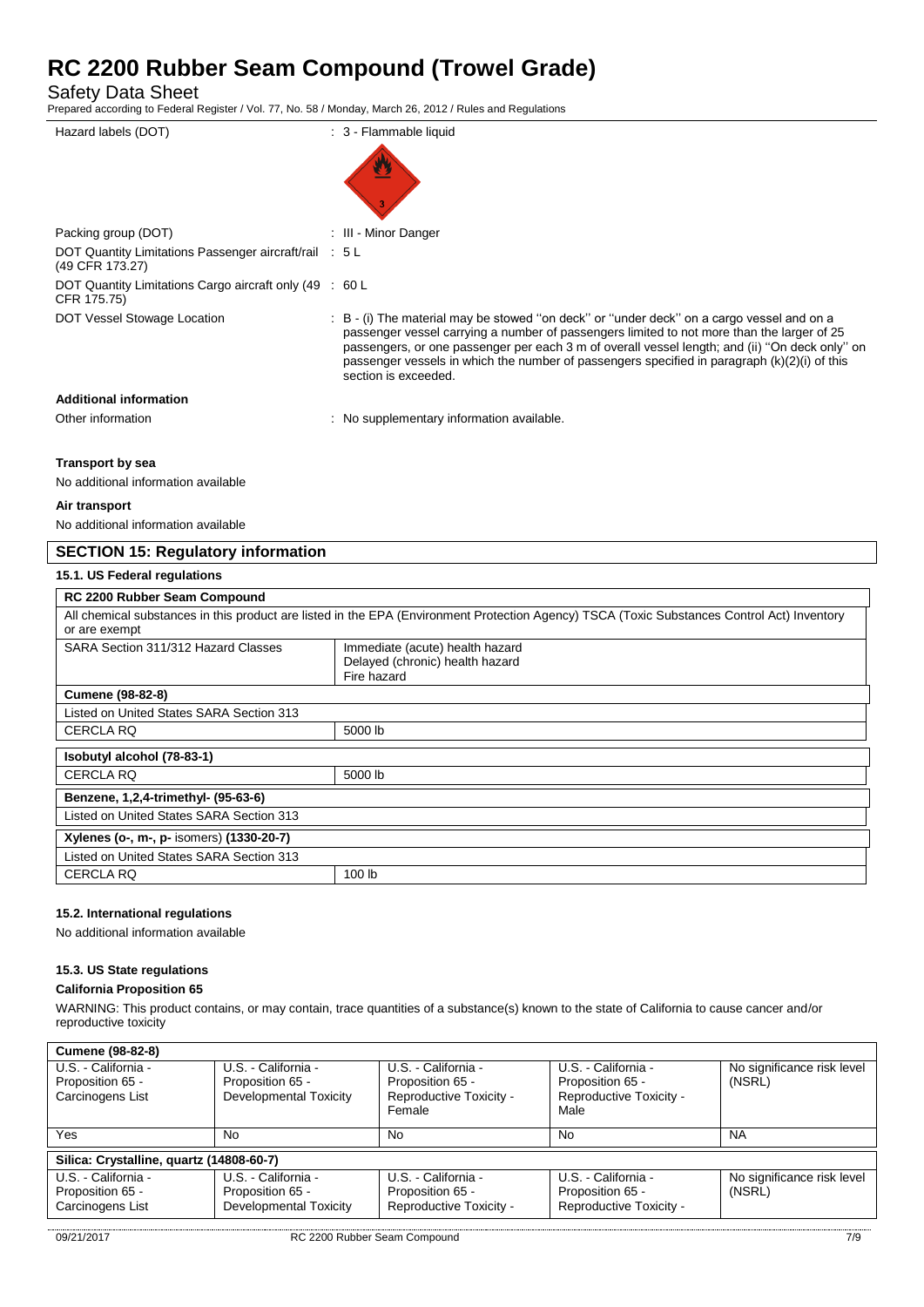| | |
|---|---|
| Hazard labels (DOT) | : 3 - Flammable liquid |
| Packing group (DOT) | : III - Minor Danger |
| DOT Quantity Limitations Passenger aircraft/rail (49 CFR 173.27) | : 5 L |
| DOT Quantity Limitations Cargo aircraft only (49 CFR 175.75) | : 60 L |
| DOT Vessel Stowage Location | : B - (i) The material may be stowed ''on deck'' or ''under deck'' on a cargo vessel and on a passenger vessel carrying a number of passengers limited to not more than the larger of 25 passengers, or one passenger per each 3 m of overall vessel length; and (ii) ''On deck only'' on passenger vessels in which the number of passengers specified in paragraph (k)(2)(i) of this section is exceeded. |

**Additional information**

Other information : No supplementary information available.

**Transport by sea**

No additional information available

**Air transport**

No additional information available

## SECTION 15: Regulatory information

### 15.1. US Federal regulations

| RC 2200 Rubber Seam Compound | |
|---|---|
| All chemical substances in this product are listed in the EPA (Environment Protection Agency) TSCA (Toxic Substances Control Act) Inventory or are exempt | |
| SARA Section 311/312 Hazard Classes | Immediate (acute) health hazard<br>Delayed (chronic) health hazard<br>Fire hazard |

| Cumene (98-82-8) | |
|---|---|
| Listed on United States SARA Section 313 | |
| CERCLA RQ | 5000 lb |

| Isobutyl alcohol (78-83-1) | |
|---|---|
| CERCLA RQ | 5000 lb |

| Benzene, 1,2,4-trimethyl- (95-63-6) | |
|---|---|
| Listed on United States SARA Section 313 | |

| Xylenes (o-, m-, p- isomers) (1330-20-7) | |
|---|---|
| Listed on United States SARA Section 313 | |
| CERCLA RQ | 100 lb |

### 15.2. International regulations

No additional information available

### 15.3. US State regulations

**California Proposition 65**

WARNING: This product contains, or may contain, trace quantities of a substance(s) known to the state of California to cause cancer and/or reproductive toxicity

| Cumene (98-82-8) | | | | |
|---|---|---|---|---|
| U.S. - California - Proposition 65 - Carcinogens List | U.S. - California - Proposition 65 - Developmental Toxicity | U.S. - California - Proposition 65 - Reproductive Toxicity - Female | U.S. - California - Proposition 65 - Reproductive Toxicity - Male | No significance risk level (NSRL) |
| Yes | No | No | No | NA |

| Silica: Crystalline, quartz (14808-60-7) | | | | |
|---|---|---|---|---|
| U.S. - California - Proposition 65 - Carcinogens List | U.S. - California - Proposition 65 - Developmental Toxicity | U.S. - California - Proposition 65 - Reproductive Toxicity - | U.S. - California - Proposition 65 - Reproductive Toxicity - | No significance risk level (NSRL) |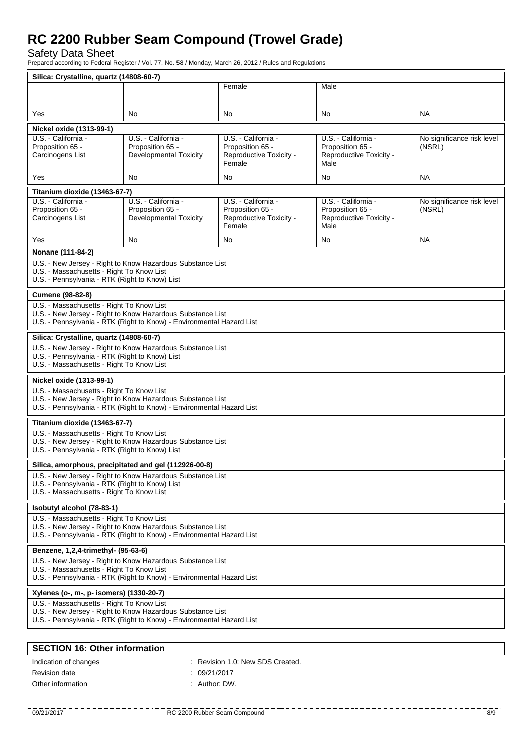# RC 2200 Rubber Seam Compound (Trowel Grade)

Safety Data Sheet

Prepared according to Federal Register / Vol. 77, No. 58 / Monday, March 26, 2012 / Rules and Regulations

| Silica: Crystalline, quartz (14808-60-7) | | | | |
|---|---|---|---|---|
| | | Female | Male | |
| Yes | No | No | No | NA |

| Nickel oxide (1313-99-1) | | | | |
|---|---|---|---|---|
| U.S. - California - Proposition 65 - Carcinogens List | U.S. - California - Proposition 65 - Developmental Toxicity | U.S. - California - Proposition 65 - Reproductive Toxicity - Female | U.S. - California - Proposition 65 - Reproductive Toxicity - Male | No significance risk level (NSRL) |
| Yes | No | No | No | NA |

| Titanium dioxide (13463-67-7) | | | | |
|---|---|---|---|---|
| U.S. - California - Proposition 65 - Carcinogens List | U.S. - California - Proposition 65 - Developmental Toxicity | U.S. - California - Proposition 65 - Reproductive Toxicity - Female | U.S. - California - Proposition 65 - Reproductive Toxicity - Male | No significance risk level (NSRL) |
| Yes | No | No | No | NA |

**Nonane (111-84-2)**

U.S. - New Jersey - Right to Know Hazardous Substance List
U.S. - Massachusetts - Right To Know List
U.S. - Pennsylvania - RTK (Right to Know) List

**Cumene (98-82-8)**

U.S. - Massachusetts - Right To Know List
U.S. - New Jersey - Right to Know Hazardous Substance List
U.S. - Pennsylvania - RTK (Right to Know) - Environmental Hazard List

**Silica: Crystalline, quartz (14808-60-7)**

U.S. - New Jersey - Right to Know Hazardous Substance List
U.S. - Pennsylvania - RTK (Right to Know) List
U.S. - Massachusetts - Right To Know List

**Nickel oxide (1313-99-1)**

U.S. - Massachusetts - Right To Know List
U.S. - New Jersey - Right to Know Hazardous Substance List
U.S. - Pennsylvania - RTK (Right to Know) - Environmental Hazard List

**Titanium dioxide (13463-67-7)**

U.S. - Massachusetts - Right To Know List
U.S. - New Jersey - Right to Know Hazardous Substance List
U.S. - Pennsylvania - RTK (Right to Know) List

**Silica, amorphous, precipitated and gel (112926-00-8)**

U.S. - New Jersey - Right to Know Hazardous Substance List
U.S. - Pennsylvania - RTK (Right to Know) List
U.S. - Massachusetts - Right To Know List

**Isobutyl alcohol (78-83-1)**

U.S. - Massachusetts - Right To Know List
U.S. - New Jersey - Right to Know Hazardous Substance List
U.S. - Pennsylvania - RTK (Right to Know) - Environmental Hazard List

**Benzene, 1,2,4-trimethyl- (95-63-6)**

U.S. - New Jersey - Right to Know Hazardous Substance List
U.S. - Massachusetts - Right To Know List
U.S. - Pennsylvania - RTK (Right to Know) - Environmental Hazard List

**Xylenes (o-, m-, p- isomers) (1330-20-7)**

U.S. - Massachusetts - Right To Know List
U.S. - New Jersey - Right to Know Hazardous Substance List
U.S. - Pennsylvania - RTK (Right to Know) - Environmental Hazard List

## SECTION 16: Other information

Indication of changes : Revision 1.0: New SDS Created.
Revision date : 09/21/2017
Other information : Author: DW.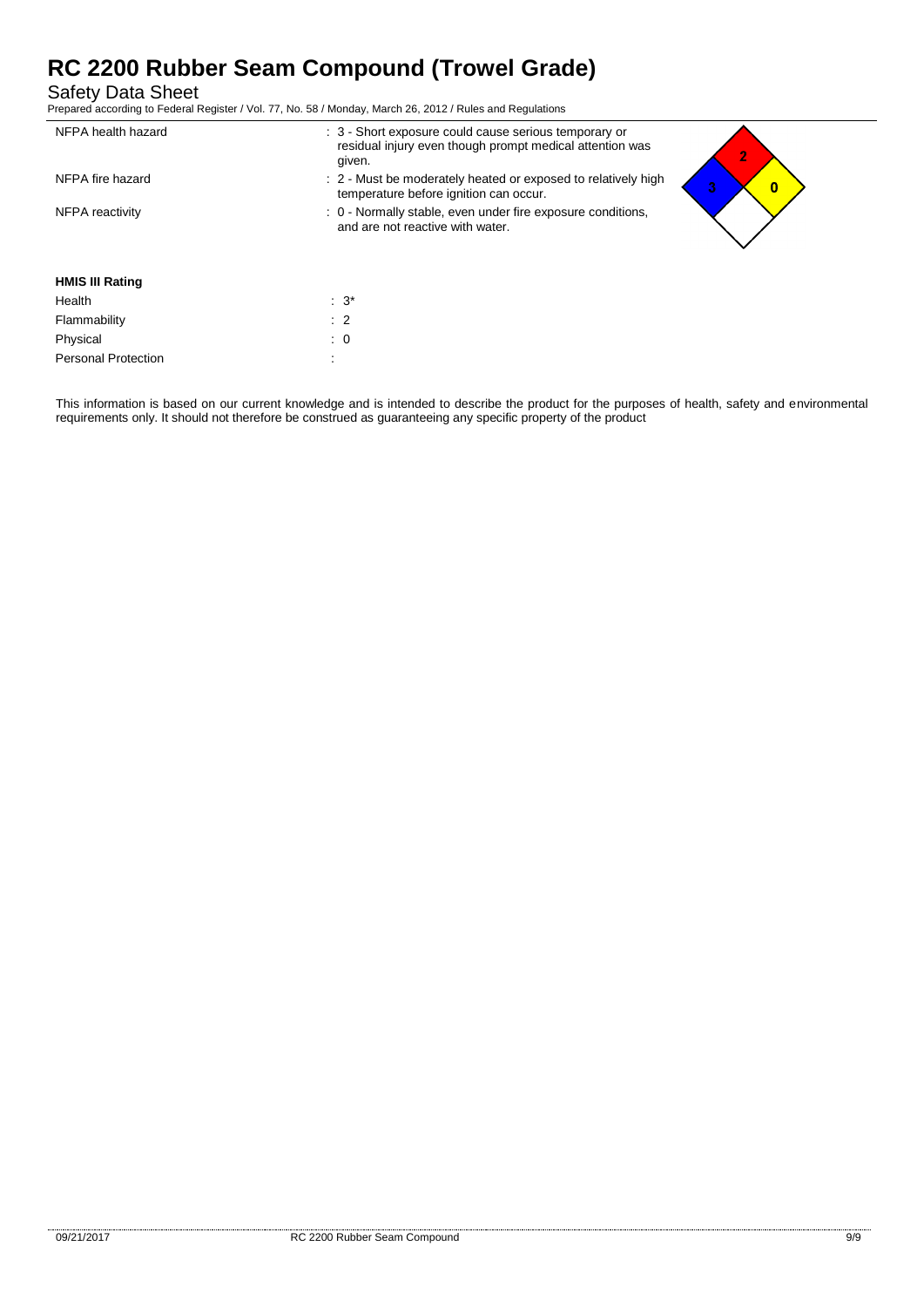# RC 2200 Rubber Seam Compound (Trowel Grade)

## Safety Data Sheet

Prepared according to Federal Register / Vol. 77, No. 58 / Monday, March 26, 2012 / Rules and Regulations

| | |
|---|---|
| NFPA health hazard | : 3 - Short exposure could cause serious temporary or residual injury even though prompt medical attention was given. |
| NFPA fire hazard | : 2 - Must be moderately heated or exposed to relatively high temperature before ignition can occur. |
| NFPA reactivity | : 0 - Normally stable, even under fire exposure conditions, and are not reactive with water. |

2

3

0

**HMIS III Rating**

| | |
|---|---|
| Health | : 3* |
| Flammability | : 2 |
| Physical | : 0 |
| Personal Protection | : |

This information is based on our current knowledge and is intended to describe the product for the purposes of health, safety and environmental requirements only. It should not therefore be construed as guaranteeing any specific property of the product